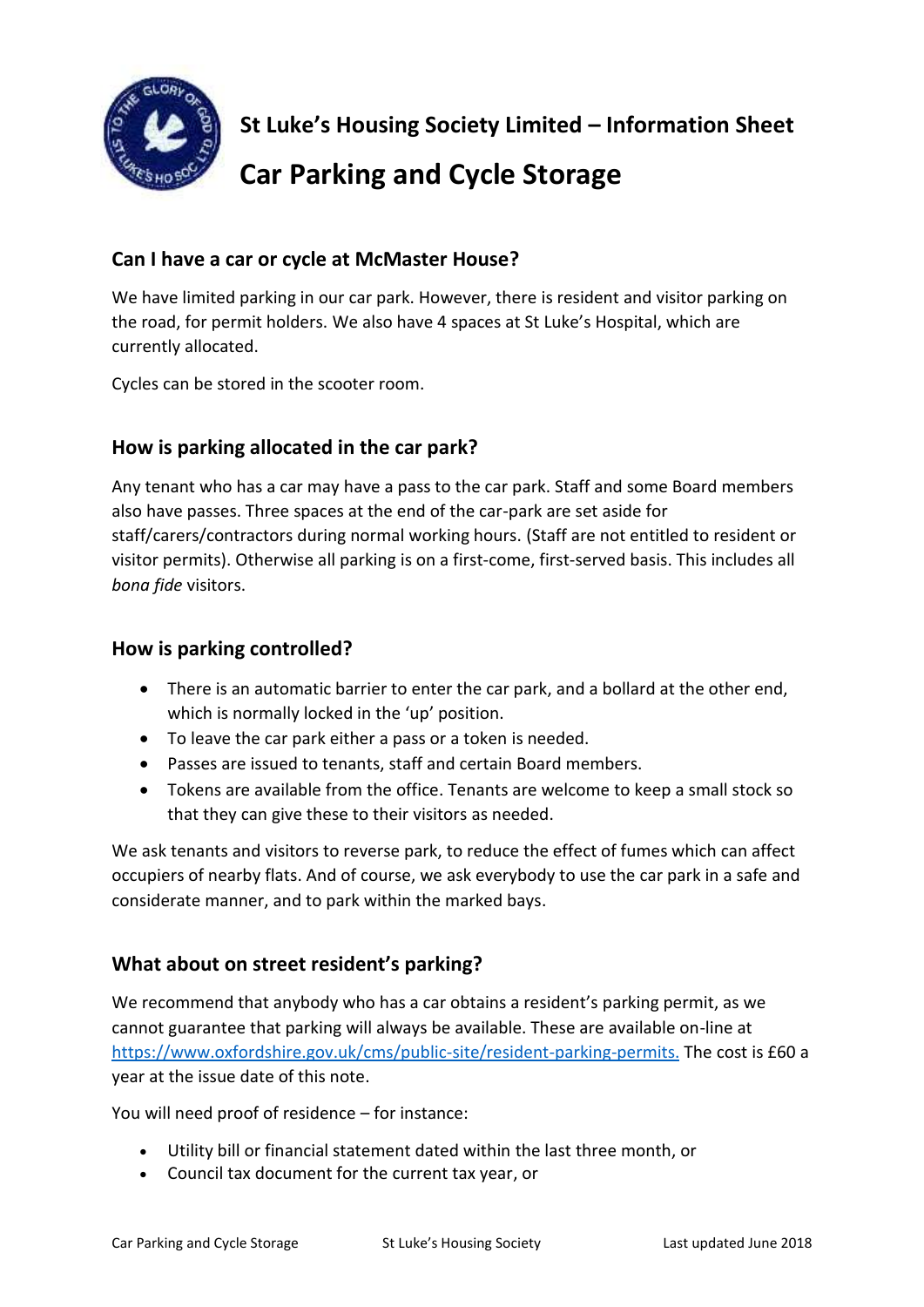# St Luke's Housing Society Limited – Information Sheet

# Car Parking and Cycle Storage

## Can I have a car or cycle at McMaster House?

We have limited parking in our car park. However, there is resident and visitor parking on the road, for permit holders. We also have 4 spaces at St Luke's Hospital, which are currently allocated.

Cycles can be stored in the scooter room.

## How is parking allocated in the car park?

Any tenant who has a car may have a pass to the car park. Staff and some Board members also have passes. Three spaces at the end of the car-park are set aside for staff/carers/contractors during normal working hours. (Staff are not entitled to resident or visitor permits). Otherwise all parking is on a first-come, first-served basis. This includes all *bona fide* visitors.

## How is parking controlled?

- There is an automatic barrier to enter the car park, and a bollard at the other end, which is normally locked in the 'up' position.
- To leave the car park either a pass or a token is needed.
- Passes are issued to tenants, staff and certain Board members.
- Tokens are available from the office. Tenants are welcome to keep a small stock so that they can give these to their visitors as needed.

We ask tenants and visitors to reverse park, to reduce the effect of fumes which can affect occupiers of nearby flats. And of course, we ask everybody to use the car park in a safe and considerate manner, and to park within the marked bays.

## What about on street resident's parking?

We recommend that anybody who has a car obtains a resident's parking permit, as we cannot guarantee that parking will always be available. These are available on-line at [https://www.oxfordshire.gov.uk/cms/public-site/resident-parking-permits.](https://www.oxfordshire.gov.uk/cms/public-site/resident-parking-permits) The cost is £60 a year at the issue date of this note.

You will need proof of residence – for instance:

- Utility bill or financial statement dated within the last three month, or
- Council tax document for the current tax year, or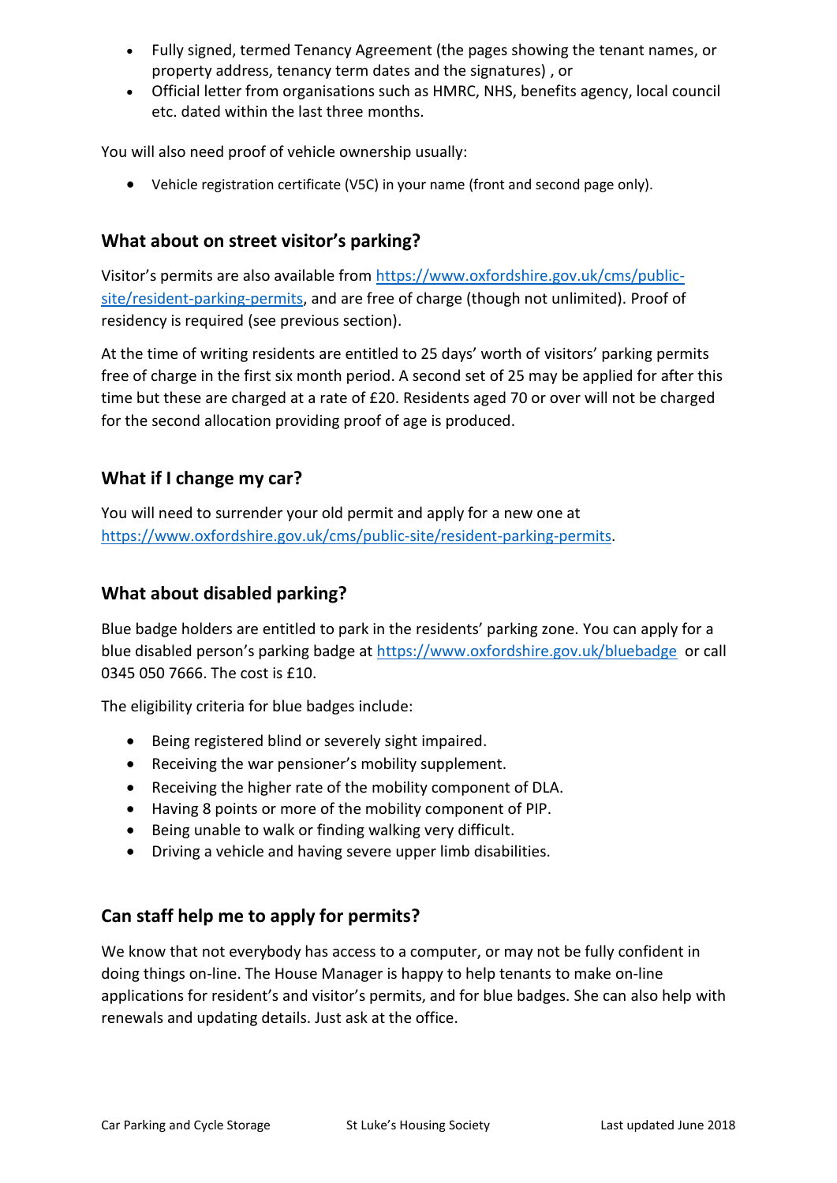- Fully signed, termed Tenancy Agreement (the pages showing the tenant names, or property address, tenancy term dates and the signatures) , or
- Official letter from organisations such as HMRC, NHS, benefits agency, local council etc. dated within the last three months.

You will also need proof of vehicle ownership usually:

- Vehicle registration certificate (V5C) in your name (front and second page only).

### What about on street visitor's parking?

Visitor's permits are also available from https://www.oxfordshire.gov.uk/cms/public-site/resident-parking-permits, and are free of charge (though not unlimited). Proof of residency is required (see previous section).

At the time of writing residents are entitled to 25 days' worth of visitors' parking permits free of charge in the first six month period. A second set of 25 may be applied for after this time but these are charged at a rate of £20. Residents aged 70 or over will not be charged for the second allocation providing proof of age is produced.

### What if I change my car?

You will need to surrender your old permit and apply for a new one at https://www.oxfordshire.gov.uk/cms/public-site/resident-parking-permits.

### What about disabled parking?

Blue badge holders are entitled to park in the residents' parking zone. You can apply for a blue disabled person's parking badge at https://www.oxfordshire.gov.uk/bluebadge or call 0345 050 7666. The cost is £10.

The eligibility criteria for blue badges include:

- Being registered blind or severely sight impaired.
- Receiving the war pensioner's mobility supplement.
- Receiving the higher rate of the mobility component of DLA.
- Having 8 points or more of the mobility component of PIP.
- Being unable to walk or finding walking very difficult.
- Driving a vehicle and having severe upper limb disabilities.

### Can staff help me to apply for permits?

We know that not everybody has access to a computer, or may not be fully confident in doing things on-line. The House Manager is happy to help tenants to make on-line applications for resident's and visitor's permits, and for blue badges. She can also help with renewals and updating details. Just ask at the office.